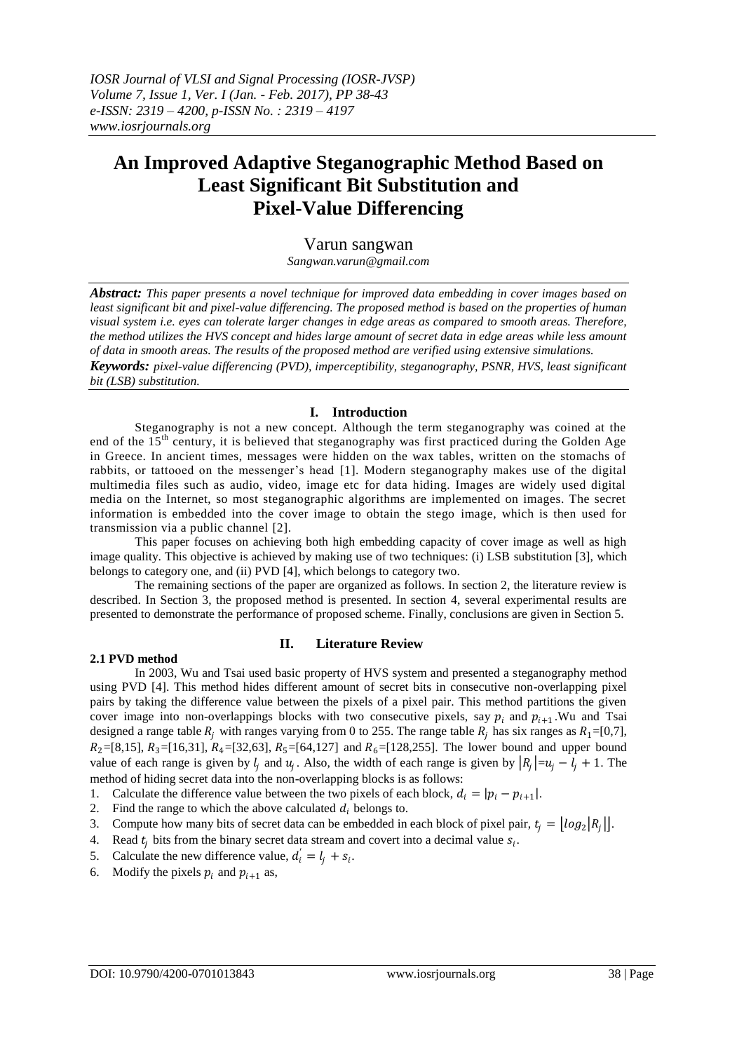# An Improved Adaptive Steganographic Method Based on Least Significant Bit Substitution and Pixel-Value Differencing

Varun sangwan

*Sangwan.varun@gmail.com*

***Abstract:*** *This paper presents a novel technique for improved data embedding in cover images based on least significant bit and pixel-value differencing. The proposed method is based on the properties of human visual system i.e. eyes can tolerate larger changes in edge areas as compared to smooth areas. Therefore, the method utilizes the HVS concept and hides large amount of secret data in edge areas while less amount of data in smooth areas. The results of the proposed method are verified using extensive simulations.*

***Keywords:*** *pixel-value differencing (PVD), imperceptibility, steganography, PSNR, HVS, least significant bit (LSB) substitution.*

## I. Introduction

Steganography is not a new concept. Although the term steganography was coined at the end of the 15th century, it is believed that steganography was first practiced during the Golden Age in Greece. In ancient times, messages were hidden on the wax tables, written on the stomachs of rabbits, or tattooed on the messenger's head [1]. Modern steganography makes use of the digital multimedia files such as audio, video, image etc for data hiding. Images are widely used digital media on the Internet, so most steganographic algorithms are implemented on images. The secret information is embedded into the cover image to obtain the stego image, which is then used for transmission via a public channel [2].

This paper focuses on achieving both high embedding capacity of cover image as well as high image quality. This objective is achieved by making use of two techniques: (i) LSB substitution [3], which belongs to category one, and (ii) PVD [4], which belongs to category two.

The remaining sections of the paper are organized as follows. In section 2, the literature review is described. In Section 3, the proposed method is presented. In section 4, several experimental results are presented to demonstrate the performance of proposed scheme. Finally, conclusions are given in Section 5.

## II. Literature Review

### 2.1 PVD method

In 2003, Wu and Tsai used basic property of HVS system and presented a steganography method using PVD [4]. This method hides different amount of secret bits in consecutive non-overlapping pixel pairs by taking the difference value between the pixels of a pixel pair. This method partitions the given cover image into non-overlappings blocks with two consecutive pixels, say $p_i$ and $p_{i+1}$.Wu and Tsai designed a range table $R_j$ with ranges varying from 0 to 255. The range table $R_j$ has six ranges as $R_1$=[0,7], $R_2$=[8,15], $R_3$=[16,31], $R_4$=[32,63], $R_5$=[64,127] and $R_6$=[128,255]. The lower bound and upper bound value of each range is given by $l_j$ and $u_j$. Also, the width of each range is given by $|R_j|=u_j - l_j + 1$. The method of hiding secret data into the non-overlapping blocks is as follows:

1. Calculate the difference value between the two pixels of each block, $d_i = |p_i - p_{i+1}|$.
2. Find the range to which the above calculated $d_i$ belongs to.
3. Compute how many bits of secret data can be embedded in each block of pixel pair, $t_j = \lfloor log_2 |R_j| \rfloor$.
4. Read $t_j$ bits from the binary secret data stream and covert into a decimal value $s_i$.
5. Calculate the new difference value, $d_i^{'} = l_j + s_i$.
6. Modify the pixels $p_i$ and $p_{i+1}$ as,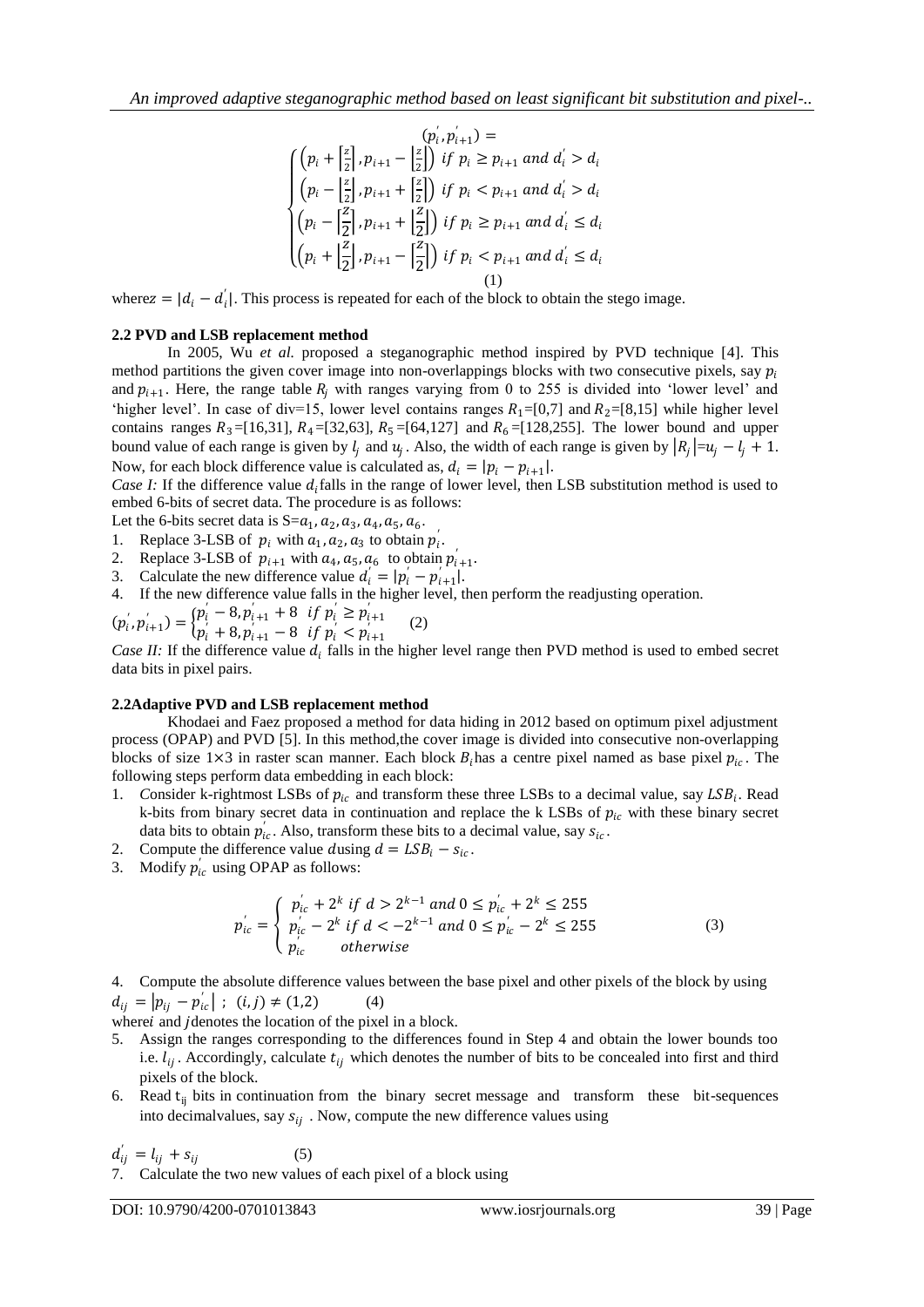$$
(p_i^{'}, p_{i+1}^{'}) = \begin{cases} \left(p_i + \left\lceil \frac{z}{2} \right\rceil, p_{i+1} - \left\lfloor \frac{z}{2} \right\rfloor\right) \; if \; p_i \geq p_{i+1} \; and \; d_i^{'} > d_i \\ \left(p_i - \left\lceil \frac{z}{2} \right\rceil, p_{i+1} + \left\lfloor \frac{z}{2} \right\rfloor\right) \; if \; p_i < p_{i+1} \; and \; d_i^{'} > d_i \\ \left(p_i - \left\lceil \frac{z}{2} \right\rceil, p_{i+1} + \left\lfloor \frac{z}{2} \right\rfloor\right) \; if \; p_i \geq p_{i+1} \; and \; d_i^{'} \leq d_i \\ \left(p_i + \left\lceil \frac{z}{2} \right\rceil, p_{i+1} - \left\lfloor \frac{z}{2} \right\rfloor\right) \; if \; p_i < p_{i+1} \; and \; d_i^{'} \leq d_i \end{cases} \quad (1)
$$

where $z = |d_i - d_i^{'}|$. This process is repeated for each of the block to obtain the stego image.

### 2.2 PVD and LSB replacement method

In 2005, Wu *et al.* proposed a steganographic method inspired by PVD technique [4]. This method partitions the given cover image into non-overlappings blocks with two consecutive pixels, say $p_i$ and $p_{i+1}$. Here, the range table $R_j$ with ranges varying from 0 to 255 is divided into 'lower level' and 'higher level'. In case of div=15, lower level contains ranges $R_1$=[0,7] and $R_2$=[8,15] while higher level contains ranges $R_3$=[16,31], $R_4$=[32,63], $R_5$=[64,127] and $R_6$=[128,255]. The lower bound and upper bound value of each range is given by $l_j$ and $u_j$. Also, the width of each range is given by $|R_j| = u_j - l_j + 1$. Now, for each block difference value is calculated as, $d_i = |p_i - p_{i+1}|$.

*Case I:* If the difference value $d_i$ falls in the range of lower level, then LSB substitution method is used to embed 6-bits of secret data. The procedure is as follows:

Let the 6-bits secret data is $S = a_1, a_2, a_3, a_4, a_5, a_6$.

1. Replace 3-LSB of $p_i$ with $a_1, a_2, a_3$ to obtain $p_i^{'}$.
2. Replace 3-LSB of $p_{i+1}$ with $a_4, a_5, a_6$ to obtain $p_{i+1}^{'}$.
3. Calculate the new difference value $d_i^{'} = |p_i^{'} - p_{i+1}^{'}|$.
4. If the new difference value falls in the higher level, then perform the readjusting operation.

$$
(p_i^{'}, p_{i+1}^{'}) = \begin{cases} p_i^{'} - 8, p_{i+1}^{'} + 8 \;\; if \; p_i^{'} \geq p_{i+1}^{'} \\ p_i^{'} + 8, p_{i+1}^{'} - 8 \;\; if \; p_i^{'} < p_{i+1}^{'} \end{cases} \quad (2)
$$

*Case II:* If the difference value $d_i$ falls in the higher level range then PVD method is used to embed secret data bits in pixel pairs.

### 2.2 Adaptive PVD and LSB replacement method

Khodaei and Faez proposed a method for data hiding in 2012 based on optimum pixel adjustment process (OPAP) and PVD [5]. In this method, the cover image is divided into consecutive non-overlapping blocks of size 1×3 in raster scan manner. Each block $B_i$ has a centre pixel named as base pixel $p_{ic}$. The following steps perform data embedding in each block:

1. Consider k-rightmost LSBs of $p_{ic}$ and transform these three LSBs to a decimal value, say $LSB_i$. Read k-bits from binary secret data in continuation and replace the k LSBs of $p_{ic}$ with these binary secret data bits to obtain $p_{ic}^{'}$. Also, transform these bits to a decimal value, say $s_{ic}$.
2. Compute the difference value $d$ using $d = LSB_i - s_{ic}$.
3. Modify $p_{ic}^{'}$ using OPAP as follows:

$$
p_{ic}^{'} = \begin{cases} p_{ic}^{'} + 2^k \; if \; d > 2^{k-1} \; and \; 0 \leq p_{ic}^{'} + 2^k \leq 255 \\ p_{ic}^{'} - 2^k \; if \; d < -2^{k-1} \; and \; 0 \leq p_{ic}^{'} - 2^k \leq 255 \\ p_{ic}^{'} \quad\quad otherwise \end{cases} \quad (3)
$$

4. Compute the absolute difference values between the base pixel and other pixels of the block by using
$d_{ij} = |p_{ij} - p_{ic}^{'}| \; ; \; (i,j) \neq (1,2)$ (4)
where $i$ and $j$ denotes the location of the pixel in a block.
5. Assign the ranges corresponding to the differences found in Step 4 and obtain the lower bounds too i.e. $l_{ij}$. Accordingly, calculate $t_{ij}$ which denotes the number of bits to be concealed into first and third pixels of the block.
6. Read $t_{ij}$ bits in continuation from the binary secret message and transform these bit-sequences into decimal values, say $s_{ij}$. Now, compute the new difference values using

$d_{ij}^{'} = l_{ij} + s_{ij}$ (5)

7. Calculate the two new values of each pixel of a block using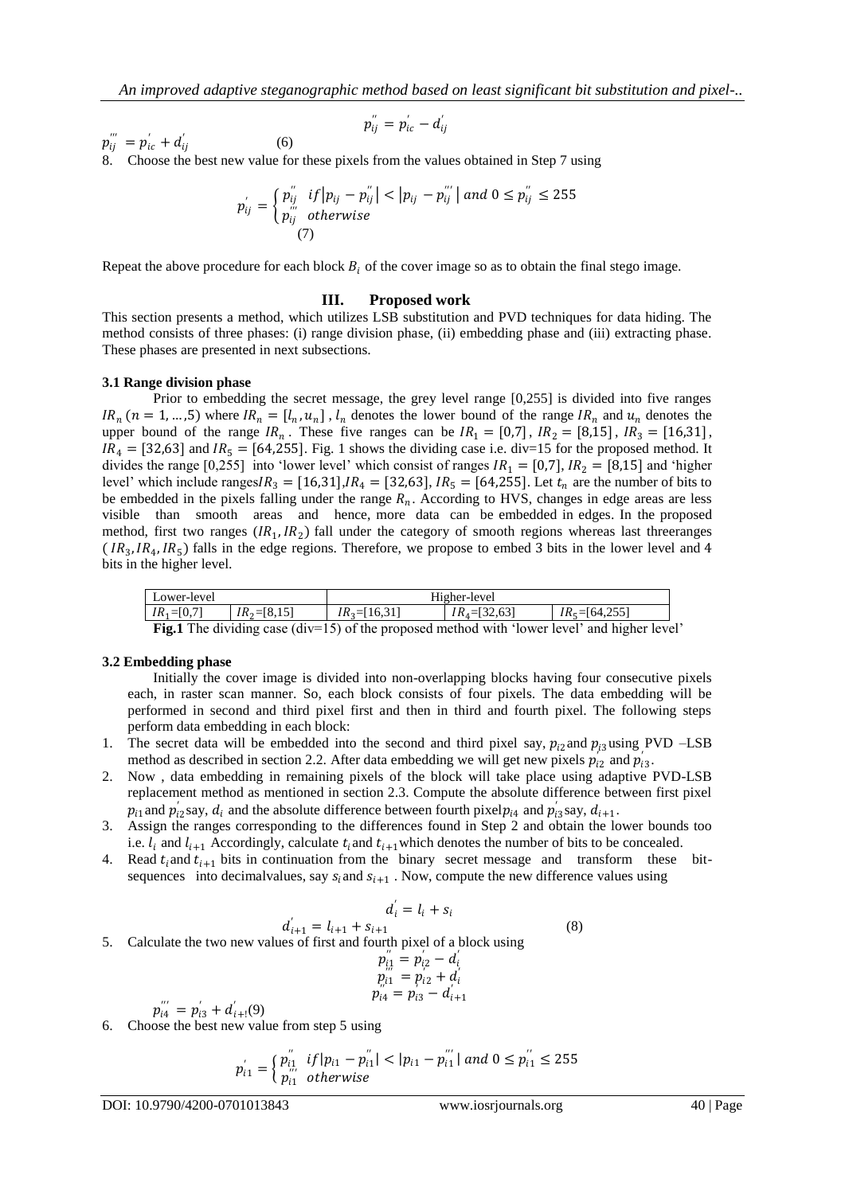$$p''_{ij} = p'_{ic} - d'_{ij}$$

$$p'''_{ij} = p'_{ic} + d'_{ij} \quad (6)$$

8. Choose the best new value for these pixels from the values obtained in Step 7 using

$$p'_{ij} = \begin{cases} p''_{ij} & if |p_{ij} - p''_{ij}| < |p_{ij} - p'''_{ij}| \text{ and } 0 \le p''_{ij} \le 255 \\ p'''_{ij} & otherwise \end{cases} \quad (7)$$

Repeat the above procedure for each block $B_i$ of the cover image so as to obtain the final stego image.

## III. Proposed work

This section presents a method, which utilizes LSB substitution and PVD techniques for data hiding. The method consists of three phases: (i) range division phase, (ii) embedding phase and (iii) extracting phase. These phases are presented in next subsections.

### 3.1 Range division phase

Prior to embedding the secret message, the grey level range [0,255] is divided into five ranges $IR_n$ $(n = 1, \ldots, 5)$ where $IR_n = [l_n, u_n]$, $l_n$ denotes the lower bound of the range $IR_n$ and $u_n$ denotes the upper bound of the range $IR_n$. These five ranges can be $IR_1 = [0,7]$, $IR_2 = [8,15]$, $IR_3 = [16,31]$, $IR_4 = [32,63]$ and $IR_5 = [64,255]$. Fig. 1 shows the dividing case i.e. div=15 for the proposed method. It divides the range [0,255] into 'lower level' which consist of ranges $IR_1 = [0,7]$, $IR_2 = [8,15]$ and 'higher level' which include ranges $IR_3 = [16,31]$, $IR_4 = [32,63]$, $IR_5 = [64,255]$. Let $t_n$ are the number of bits to be embedded in the pixels falling under the range $R_n$. According to HVS, changes in edge areas are less visible than smooth areas and hence, more data can be embedded in edges. In the proposed method, first two ranges $(IR_1, IR_2)$ fall under the category of smooth regions whereas last threeranges $(IR_3, IR_4, IR_5)$ falls in the edge regions. Therefore, we propose to embed 3 bits in the lower level and 4 bits in the higher level.

| Lower-level | | Higher-level | | |
|---|---|---|---|---|
| $IR_1$=[0,7] | $IR_2$=[8,15] | $IR_3$=[16,31] | $IR_4$=[32,63] | $IR_5$=[64,255] |

**Fig.1** The dividing case (div=15) of the proposed method with 'lower level' and higher level'

### 3.2 Embedding phase

Initially the cover image is divided into non-overlapping blocks having four consecutive pixels each, in raster scan manner. So, each block consists of four pixels. The data embedding will be performed in second and third pixel first and then in third and fourth pixel. The following steps perform data embedding in each block:

1. The secret data will be embedded into the second and third pixel say, $p_{i2}$ and $p_{i3}$ using PVD –LSB method as described in section 2.2. After data embedding we will get new pixels $p'_{i2}$ and $p'_{i3}$.
2. Now , data embedding in remaining pixels of the block will take place using adaptive PVD-LSB replacement method as mentioned in section 2.3. Compute the absolute difference between first pixel $p_{i1}$ and $p'_{i2}$ say, $d_i$ and the absolute difference between fourth pixel $p_{i4}$ and $p'_{i3}$ say, $d_{i+1}$.
3. Assign the ranges corresponding to the differences found in Step 2 and obtain the lower bounds too i.e. $l_i$ and $l_{i+1}$ Accordingly, calculate $t_i$ and $t_{i+1}$ which denotes the number of bits to be concealed.
4. Read $t_i$ and $t_{i+1}$ bits in continuation from the binary secret message and transform these bit-sequences into decimalvalues, say $s_i$ and $s_{i+1}$. Now, compute the new difference values using

$$d'_i = l_i + s_i$$
$$d'_{i+1} = l_{i+1} + s_{i+1} \quad (8)$$

5. Calculate the two new values of first and fourth pixel of a block using

$$p''_{i1} = p'_{i2} - d'_i$$
$$p'''_{i1} = p'_{i2} + d'_i$$
$$p''_{i4} = p'_{i3} - d'_{i+1}$$
$$p'''_{i4} = p'_{i3} + d'_{i+1} \quad (9)$$

6. Choose the best new value from step 5 using

$$p'_{i1} = \begin{cases} p''_{i1} & if |p_{i1} - p''_{i1}| < |p_{i1} - p'''_{i1}| \text{ and } 0 \le p''_{i1} \le 255 \\ p'''_{i1} & otherwise \end{cases}$$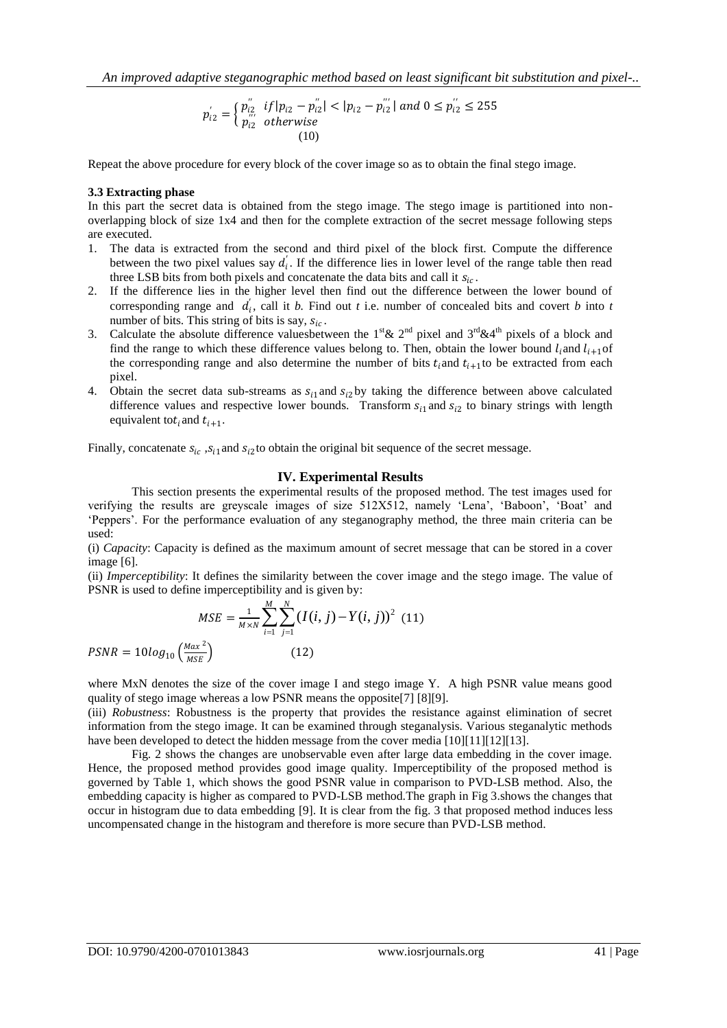$$p'_{i2} = \begin{cases} p''_{i2} & if |p_{i2} - p''_{i2}| < |p_{i2} - p'''_{i2}| \text{ and } 0 \le p''_{i2} \le 255 \\ p'''_{i2} & otherwise \end{cases} \quad (10)$$

Repeat the above procedure for every block of the cover image so as to obtain the final stego image.

### 3.3 Extracting phase

In this part the secret data is obtained from the stego image. The stego image is partitioned into non-overlapping block of size 1x4 and then for the complete extraction of the secret message following steps are executed.

1. The data is extracted from the second and third pixel of the block first. Compute the difference between the two pixel values say $d'_i$. If the difference lies in lower level of the range table then read three LSB bits from both pixels and concatenate the data bits and call it $s_{ic}$.
2. If the difference lies in the higher level then find out the difference between the lower bound of corresponding range and $d'_i$, call it *b*. Find out *t* i.e. number of concealed bits and covert *b* into *t* number of bits. This string of bits is say, $s_{ic}$.
3. Calculate the absolute difference valuesbetween the 1st& 2nd pixel and 3rd&4th pixels of a block and find the range to which these difference values belong to. Then, obtain the lower bound $l_i$and $l_{i+1}$of the corresponding range and also determine the number of bits $t_i$and $t_{i+1}$to be extracted from each pixel.
4. Obtain the secret data sub-streams as $s_{i1}$and $s_{i2}$by taking the difference between above calculated difference values and respective lower bounds. Transform $s_{i1}$and $s_{i2}$ to binary strings with length equivalent to$t_i$and $t_{i+1}$.

Finally, concatenate $s_{ic}$ ,$s_{i1}$and $s_{i2}$to obtain the original bit sequence of the secret message.

## IV. Experimental Results

This section presents the experimental results of the proposed method. The test images used for verifying the results are greyscale images of size 512X512, namely 'Lena', 'Baboon', 'Boat' and 'Peppers'. For the performance evaluation of any steganography method, the three main criteria can be used:

(i) *Capacity*: Capacity is defined as the maximum amount of secret message that can be stored in a cover image [6].

(ii) *Imperceptibility*: It defines the similarity between the cover image and the stego image. The value of PSNR is used to define imperceptibility and is given by:

$$MSE = \frac{1}{M \times N} \sum_{i=1}^{M} \sum_{j=1}^{N} (I(i,j) - Y(i,j))^2 \quad (11)$$

$$PSNR = 10 log_{10} \left(\frac{Max^2}{MSE}\right) \quad (12)$$

where MxN denotes the size of the cover image I and stego image Y. A high PSNR value means good quality of stego image whereas a low PSNR means the opposite[7] [8][9].

(iii) *Robustness*: Robustness is the property that provides the resistance against elimination of secret information from the stego image. It can be examined through steganalysis. Various steganalytic methods have been developed to detect the hidden message from the cover media [10][11][12][13].

Fig. 2 shows the changes are unobservable even after large data embedding in the cover image. Hence, the proposed method provides good image quality. Imperceptibility of the proposed method is governed by Table 1, which shows the good PSNR value in comparison to PVD-LSB method. Also, the embedding capacity is higher as compared to PVD-LSB method.The graph in Fig 3.shows the changes that occur in histogram due to data embedding [9]. It is clear from the fig. 3 that proposed method induces less uncompensated change in the histogram and therefore is more secure than PVD-LSB method.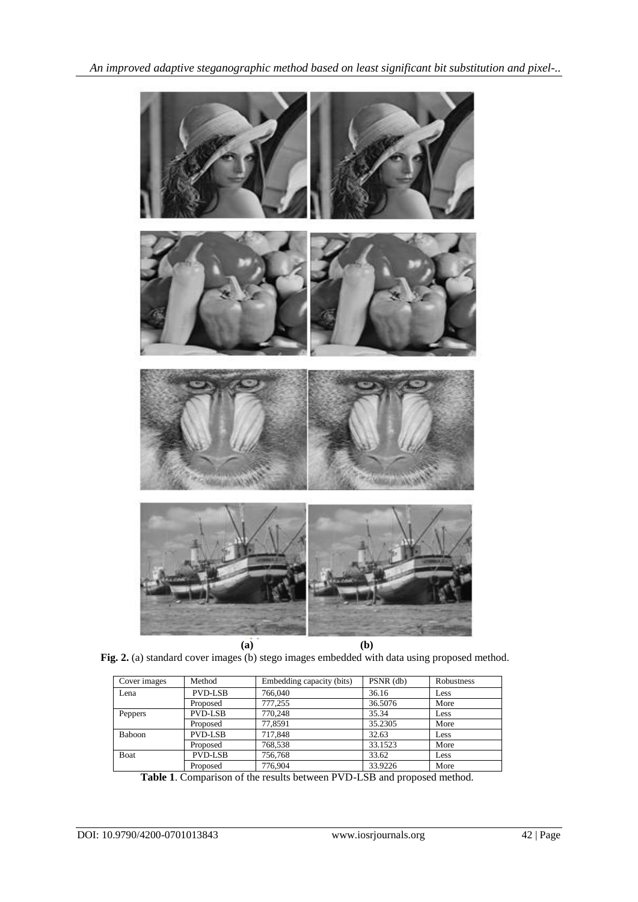(a) (b)

**Fig. 2.** (a) standard cover images (b) stego images embedded with data using proposed method.

| Cover images | Method | Embedding capacity (bits) | PSNR (db) | Robustness |
|---|---|---|---|---|
| Lena | PVD-LSB | 766,040 | 36.16 | Less |
| | Proposed | 777,255 | 36.5076 | More |
| Peppers | PVD-LSB | 770,248 | 35.34 | Less |
| | Proposed | 77,8591 | 35.2305 | More |
| Baboon | PVD-LSB | 717,848 | 32.63 | Less |
| | Proposed | 768,538 | 33.1523 | More |
| Boat | PVD-LSB | 756,768 | 33.62 | Less |
| | Proposed | 776,904 | 33.9226 | More |

**Table 1**. Comparison of the results between PVD-LSB and proposed method.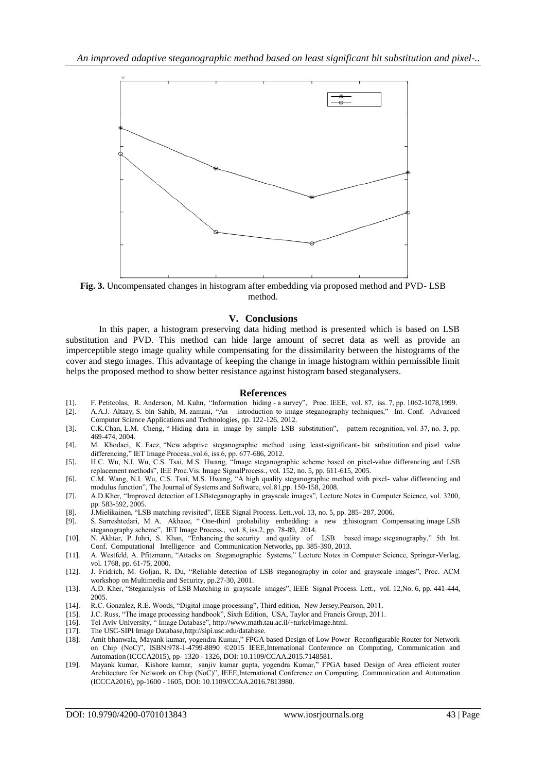×

**Fig. 3.** Uncompensated changes in histogram after embedding via proposed method and PVD- LSB method.

## V. Conclusions

In this paper, a histogram preserving data hiding method is presented which is based on LSB substitution and PVD. This method can hide large amount of secret data as well as provide an imperceptible stego image quality while compensating for the dissimilarity between the histograms of the cover and stego images. This advantage of keeping the change in image histogram within permissible limit helps the proposed method to show better resistance against histogram based steganalysers.

## References

[1]. F. Petitcolas, R. Anderson, M. Kuhn, "Information hiding - a survey", Proc. IEEE, vol. 87, iss. 7, pp. 1062-1078,1999.

[2]. A.A.J. Altaay, S. bin Sahib, M. zamani, "An introduction to image steganography techniques," Int. Conf. Advanced Computer Science Applications and Technologies, pp. 122-126, 2012.

[3]. C.K.Chan, L.M. Cheng, " Hiding data in image by simple LSB substitution", pattern recognition, vol. 37, no. 3, pp. 469-474, 2004.

[4]. M. Khodaei, K. Faez, "New adaptive steganographic method using least-significant- bit substitution and pixel value differencing," IET Image Process.,vol.6, iss.6, pp. 677-686, 2012.

[5]. H.C. Wu, N.I. Wu, C.S. Tsai, M.S. Hwang, "Image steganographic scheme based on pixel-value differencing and LSB replacement methods", IEE Proc.Vis. Image SignalProcess., vol. 152, no. 5, pp. 611-615, 2005.

[6]. C.M. Wang, N.I. Wu, C.S. Tsai, M.S. Hwang, "A high quality steganographic method with pixel- value differencing and modulus function", The Journal of Systems and Software, vol.81,pp. 150-158, 2008.

[7]. A.D.Kher, "Improved detection of LSBsteganography in grayscale images", Lecture Notes in Computer Science, vol. 3200, pp. 583-592, 2005.

[8]. J.Mielikainen, "LSB matching revisited", IEEE Signal Process. Lett.,vol. 13, no. 5, pp. 285- 287, 2006.

[9]. S. Sarreshtedari, M. A. Akhaee, " One-third probability embedding: a new ±histogram Compensating image LSB steganography scheme", IET Image Process., vol. 8, iss.2, pp. 78-89, 2014.

[10]. N. Akhtar, P. Johri, S. Khan, "Enhancing the security and quality of LSB based image steganography," 5th Int. Conf. Computational Intelligence and Communication Networks, pp. 385-390, 2013.

[11]. A. Westfeld, A. Pfitzmann, "Attacks on Steganographic Systems," Lecture Notes in Computer Science, Springer-Verlag, vol. 1768, pp. 61-75, 2000.

[12]. J. Fridrich, M. Goljan, R. Du, "Reliable detection of LSB steganography in color and grayscale images", Proc. ACM workshop on Multimedia and Security, pp.27-30, 2001.

[13]. A.D. Kher, "Steganalysis of LSB Matching in grayscale images", IEEE Signal Process. Lett., vol. 12,No. 6, pp. 441-444, 2005.

[14]. R.C. Gonzalez, R.E. Woods, "Digital image processing", Third edition, New Jersey,Pearson, 2011.

[15]. J.C. Russ, "The image processing handbook", Sixth Edition, USA, Taylor and Francis Group, 2011.

[16]. Tel Aviv University, " Image Database", http://www.math.tau.ac.il/~turkel/image.html.

[17]. The USC-SIPI Image Database,http://sipi.usc.edu/database.

[18]. Amit bhanwala, Mayank kumar, yogendra Kumar," FPGA based Design of Low Power Reconfigurable Router for Network on Chip (NoC)", ISBN:978-1-4799-8890 ©2015 IEEE,International Conference on Computing, Communication and Automation (ICCCA2015), pp- 1320 - 1326, DOI: 10.1109/CCAA.2015.7148581.

[19]. Mayank kumar, Kishore kumar, sanjiv kumar gupta, yogendra Kumar," FPGA based Design of Area efficient router Architecture for Network on Chip (NoC)", IEEE,International Conference on Computing, Communication and Automation (ICCCA2016), pp-1600 - 1605, DOI: 10.1109/CCAA.2016.7813980.